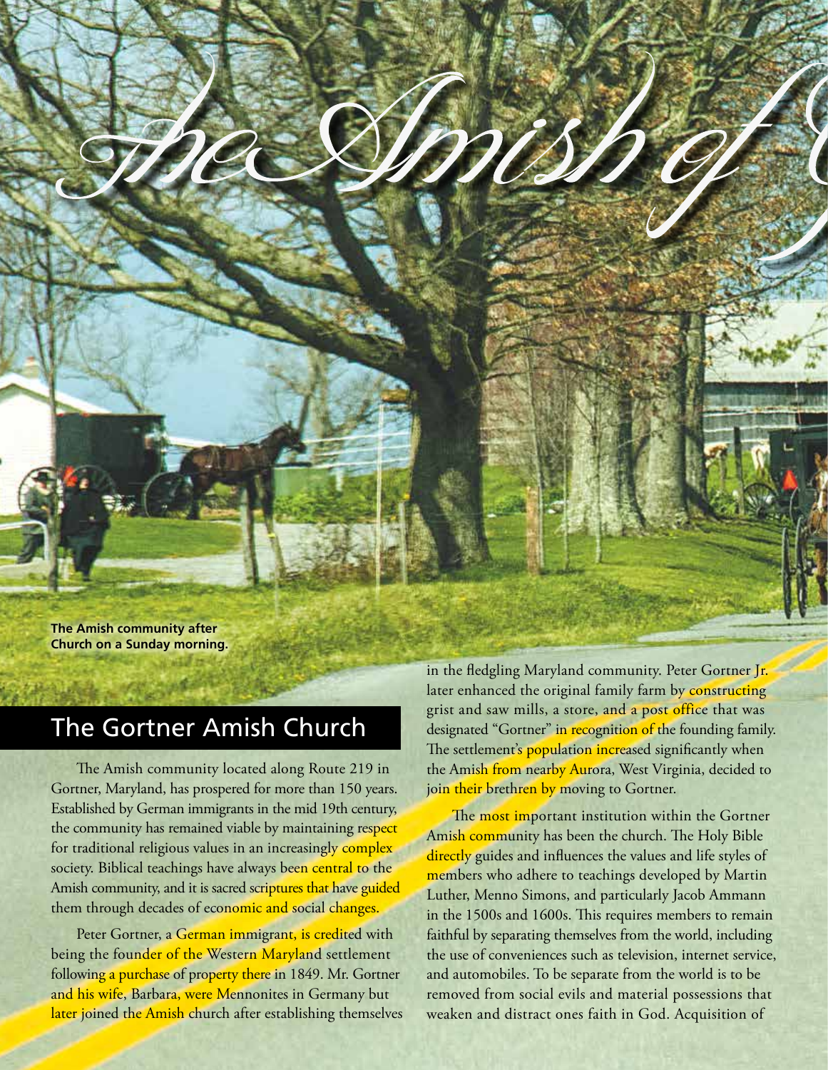# The Amish of

**The Amish community after Church on a Sunday morning.**

## The Gortner Amish Church

The Amish community located along Route 219 in Gortner, Maryland, has prospered for more than 150 years. Established by German immigrants in the mid 19th century, the community has remained viable by maintaining respect for traditional religious values in an increasingly complex society. Biblical teachings have always been central to the Amish community, and it is sacred scriptures that have guided them through decades of economic and social changes.

Peter Gortner, a German immigrant, is credited with being the founder of the Western Maryland settlement following a purchase of property there in 1849. Mr. Gortner and his wife, Barbara, were Mennonites in Germany but later joined the Amish church after establishing themselves in the fledgling Maryland community. Peter Gortner Jr. later enhanced the original family farm by constructing grist and saw mills, a store, and a post office that was designated "Gortner" in recognition of the founding family. The settlement's population increased significantly when the Amish from nearby Aurora, West Virginia, decided to join their brethren by moving to Gortner.

The most important institution within the Gortner Amish community has been the church. The Holy Bible directly guides and influences the values and life styles of members who adhere to teachings developed by Martin Luther, Menno Simons, and particularly Jacob Ammann in the 1500s and 1600s. This requires members to remain faithful by separating themselves from the world, including the use of conveniences such as television, internet service, and automobiles. To be separate from the world is to be removed from social evils and material possessions that weaken and distract ones faith in God. Acquisition of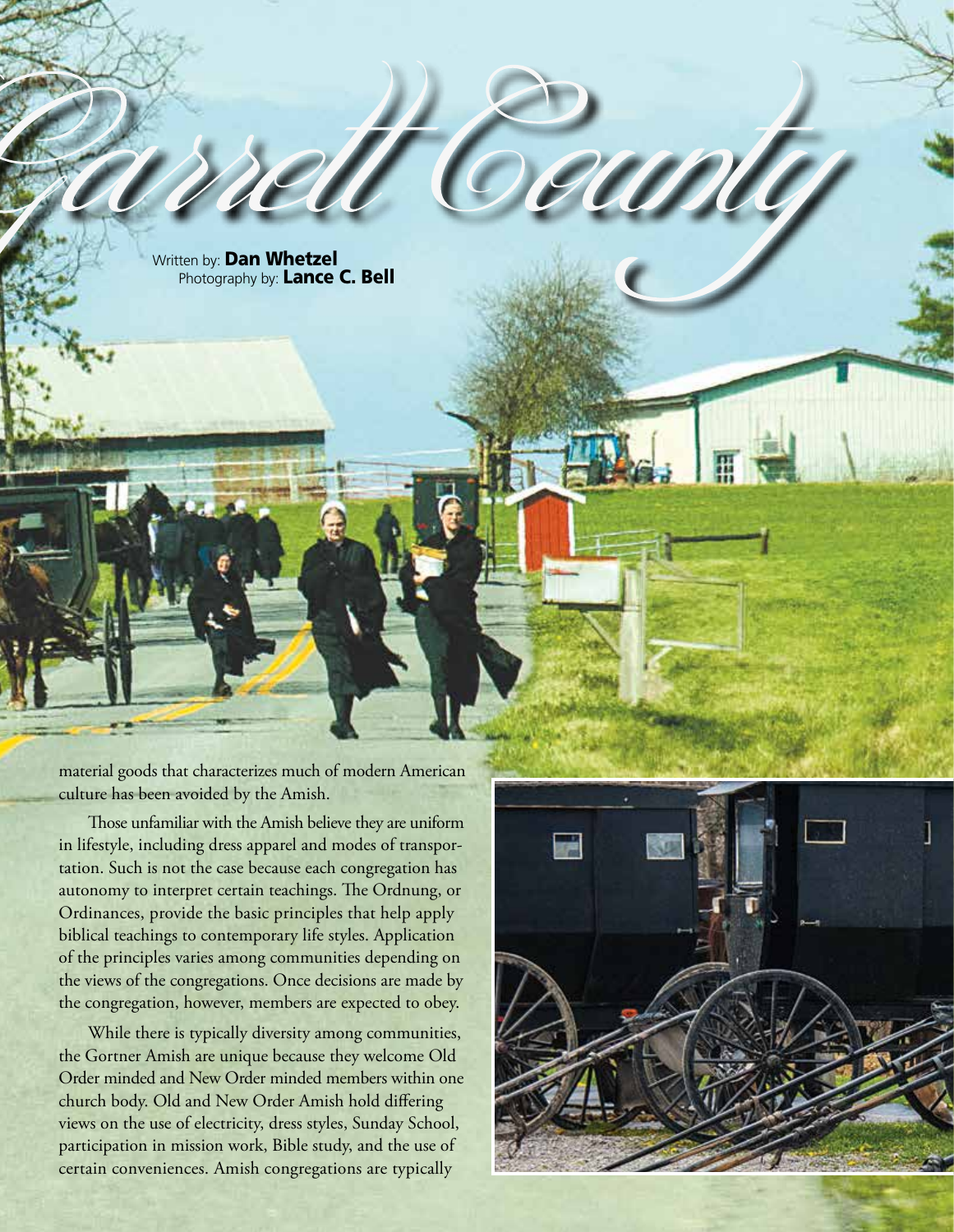# Garrett County

Written by: **Dan Whetzel**
Photography by: **Lance C. Bell**

material goods that characterizes much of modern American culture has been avoided by the Amish.

Those unfamiliar with the Amish believe they are uniform in lifestyle, including dress apparel and modes of transportation. Such is not the case because each congregation has autonomy to interpret certain teachings. The Ordnung, or Ordinances, provide the basic principles that help apply biblical teachings to contemporary life styles. Application of the principles varies among communities depending on the views of the congregations. Once decisions are made by the congregation, however, members are expected to obey.

While there is typically diversity among communities, the Gortner Amish are unique because they welcome Old Order minded and New Order minded members within one church body. Old and New Order Amish hold differing views on the use of electricity, dress styles, Sunday School, participation in mission work, Bible study, and the use of certain conveniences. Amish congregations are typically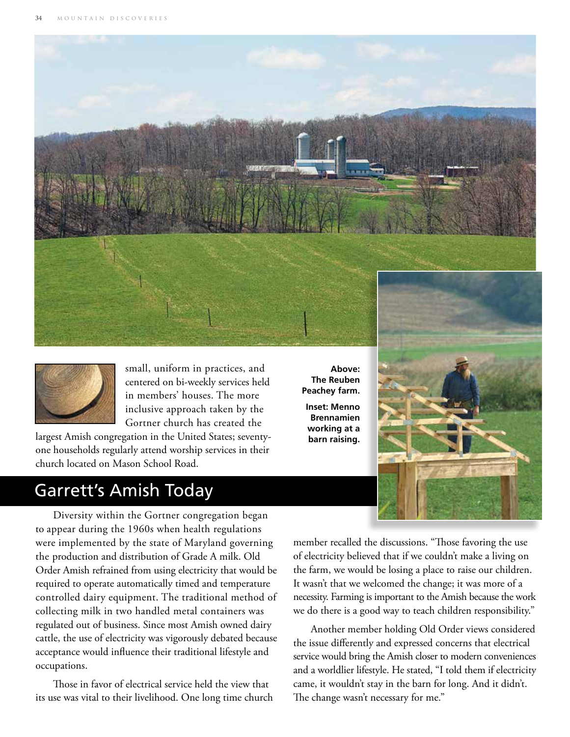small, uniform in practices, and centered on bi-weekly services held in members' houses. The more inclusive approach taken by the Gortner church has created the largest Amish congregation in the United States; seventy-one households regularly attend worship services in their church located on Mason School Road.

**Above: The Reuben Peachey farm.**

**Inset: Menno Brennamien working at a barn raising.**

## Garrett's Amish Today

Diversity within the Gortner congregation began to appear during the 1960s when health regulations were implemented by the state of Maryland governing the production and distribution of Grade A milk. Old Order Amish refrained from using electricity that would be required to operate automatically timed and temperature controlled dairy equipment. The traditional method of collecting milk in two handled metal containers was regulated out of business. Since most Amish owned dairy cattle, the use of electricity was vigorously debated because acceptance would influence their traditional lifestyle and occupations.

Those in favor of electrical service held the view that its use was vital to their livelihood. One long time church member recalled the discussions. "Those favoring the use of electricity believed that if we couldn't make a living on the farm, we would be losing a place to raise our children. It wasn't that we welcomed the change; it was more of a necessity. Farming is important to the Amish because the work we do there is a good way to teach children responsibility."

Another member holding Old Order views considered the issue differently and expressed concerns that electrical service would bring the Amish closer to modern conveniences and a worldlier lifestyle. He stated, "I told them if electricity came, it wouldn't stay in the barn for long. And it didn't. The change wasn't necessary for me."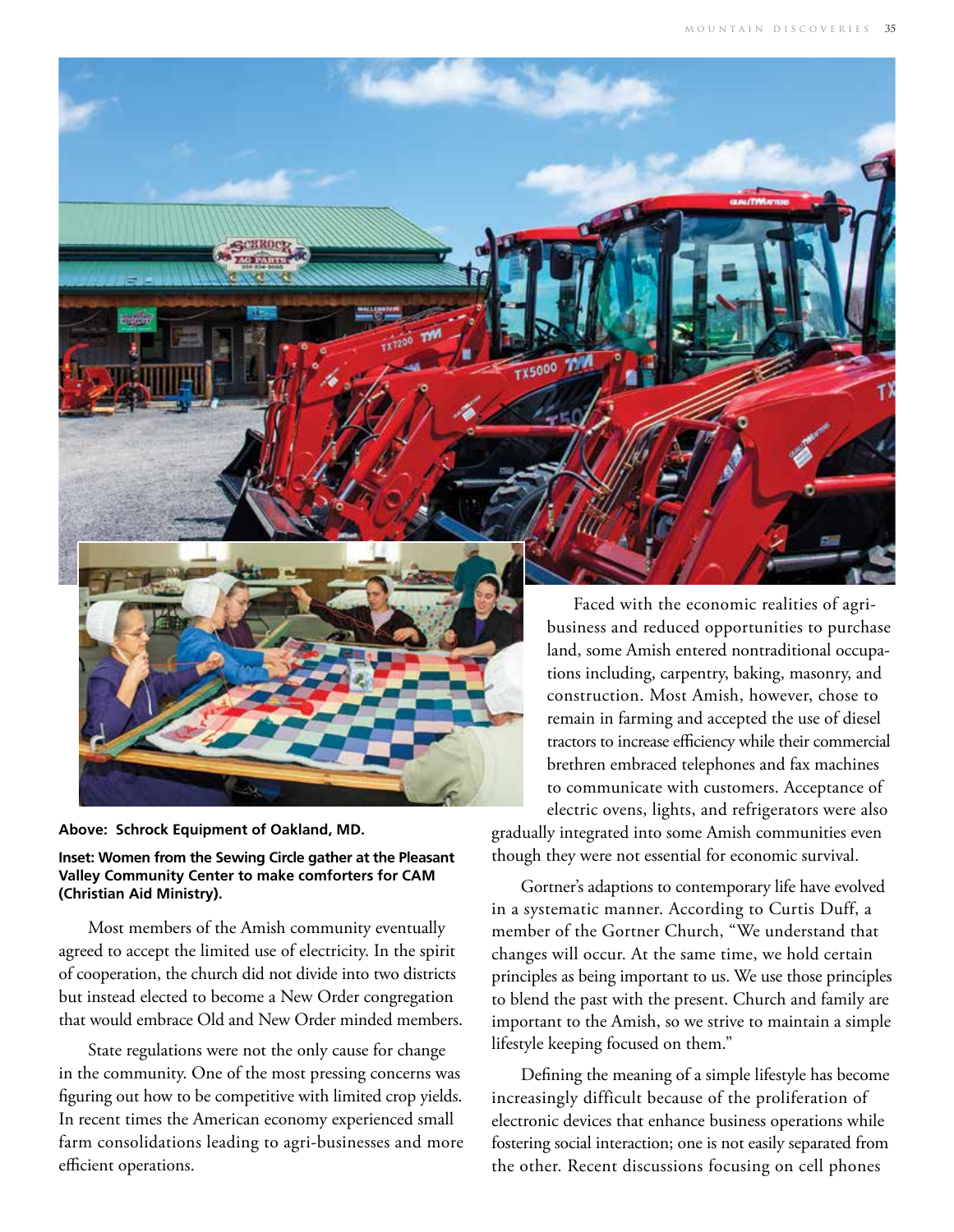**Above: Schrock Equipment of Oakland, MD.**

**Inset: Women from the Sewing Circle gather at the Pleasant Valley Community Center to make comforters for CAM (Christian Aid Ministry).**

Most members of the Amish community eventually agreed to accept the limited use of electricity. In the spirit of cooperation, the church did not divide into two districts but instead elected to become a New Order congregation that would embrace Old and New Order minded members.

State regulations were not the only cause for change in the community. One of the most pressing concerns was figuring out how to be competitive with limited crop yields. In recent times the American economy experienced small farm consolidations leading to agri-businesses and more efficient operations.

Faced with the economic realities of agri-business and reduced opportunities to purchase land, some Amish entered nontraditional occupations including, carpentry, baking, masonry, and construction. Most Amish, however, chose to remain in farming and accepted the use of diesel tractors to increase efficiency while their commercial brethren embraced telephones and fax machines to communicate with customers. Acceptance of electric ovens, lights, and refrigerators were also gradually integrated into some Amish communities even though they were not essential for economic survival.

Gortner's adaptions to contemporary life have evolved in a systematic manner. According to Curtis Duff, a member of the Gortner Church, "We understand that changes will occur. At the same time, we hold certain principles as being important to us. We use those principles to blend the past with the present. Church and family are important to the Amish, so we strive to maintain a simple lifestyle keeping focused on them."

Defining the meaning of a simple lifestyle has become increasingly difficult because of the proliferation of electronic devices that enhance business operations while fostering social interaction; one is not easily separated from the other. Recent discussions focusing on cell phones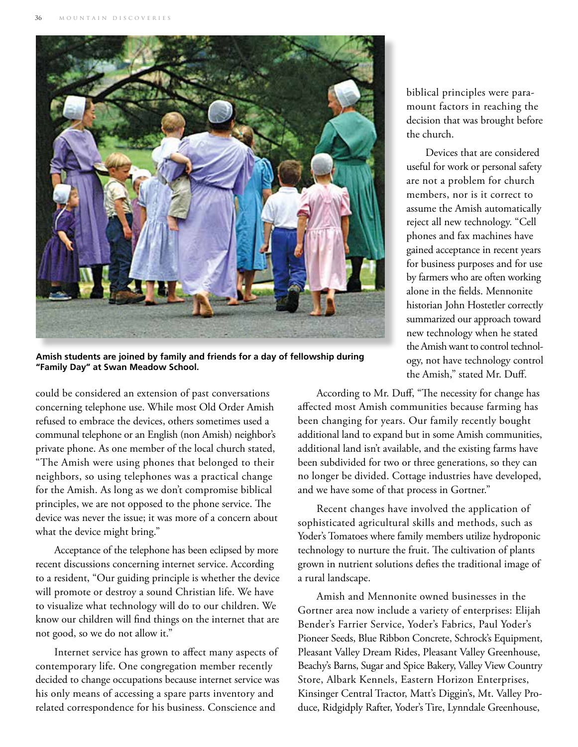biblical principles were paramount factors in reaching the decision that was brought before the church.

Devices that are considered useful for work or personal safety are not a problem for church members, nor is it correct to assume the Amish automatically reject all new technology. "Cell phones and fax machines have gained acceptance in recent years for business purposes and for use by farmers who are often working alone in the fields. Mennonite historian John Hostetler correctly summarized our approach toward new technology when he stated the Amish want to control technology, not have technology control the Amish," stated Mr. Duff.

**Amish students are joined by family and friends for a day of fellowship during "Family Day" at Swan Meadow School.**

could be considered an extension of past conversations concerning telephone use. While most Old Order Amish refused to embrace the devices, others sometimes used a communal telephone or an English (non Amish) neighbor's private phone. As one member of the local church stated, "The Amish were using phones that belonged to their neighbors, so using telephones was a practical change for the Amish. As long as we don't compromise biblical principles, we are not opposed to the phone service. The device was never the issue; it was more of a concern about what the device might bring."

Acceptance of the telephone has been eclipsed by more recent discussions concerning internet service. According to a resident, "Our guiding principle is whether the device will promote or destroy a sound Christian life. We have to visualize what technology will do to our children. We know our children will find things on the internet that are not good, so we do not allow it."

Internet service has grown to affect many aspects of contemporary life. One congregation member recently decided to change occupations because internet service was his only means of accessing a spare parts inventory and related correspondence for his business. Conscience and

According to Mr. Duff, "The necessity for change has affected most Amish communities because farming has been changing for years. Our family recently bought additional land to expand but in some Amish communities, additional land isn't available, and the existing farms have been subdivided for two or three generations, so they can no longer be divided. Cottage industries have developed, and we have some of that process in Gortner."

Recent changes have involved the application of sophisticated agricultural skills and methods, such as Yoder's Tomatoes where family members utilize hydroponic technology to nurture the fruit. The cultivation of plants grown in nutrient solutions defies the traditional image of a rural landscape.

Amish and Mennonite owned businesses in the Gortner area now include a variety of enterprises: Elijah Bender's Farrier Service, Yoder's Fabrics, Paul Yoder's Pioneer Seeds, Blue Ribbon Concrete, Schrock's Equipment, Pleasant Valley Dream Rides, Pleasant Valley Greenhouse, Beachy's Barns, Sugar and Spice Bakery, Valley View Country Store, Albark Kennels, Eastern Horizon Enterprises, Kinsinger Central Tractor, Matt's Diggin's, Mt. Valley Produce, Ridgidply Rafter, Yoder's Tire, Lynndale Greenhouse,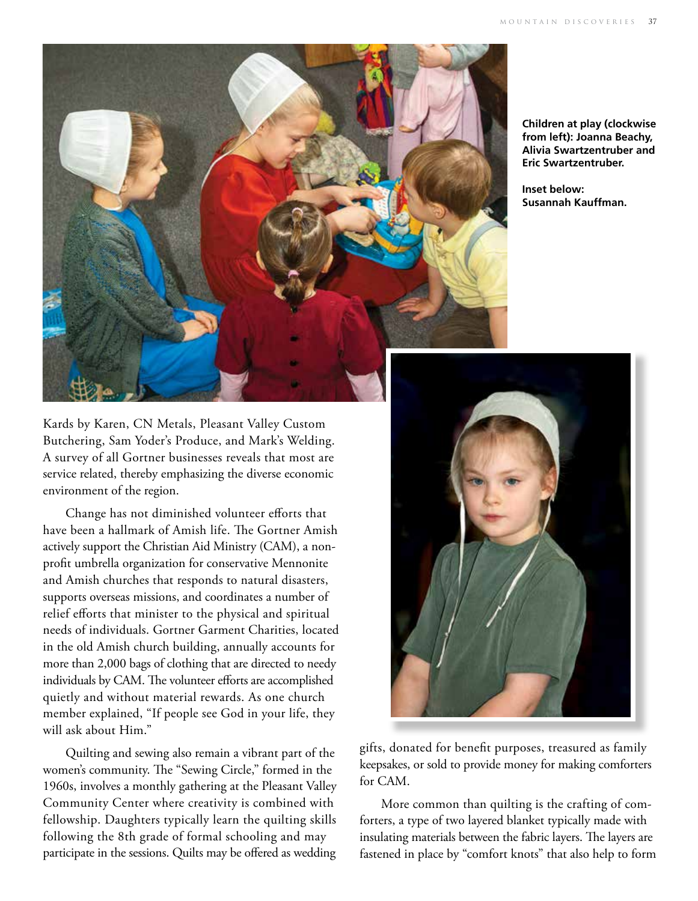**Children at play (clockwise from left): Joanna Beachy, Alivia Swartzentruber and Eric Swartzentruber.**

**Inset below: Susannah Kauffman.**

Kards by Karen, CN Metals, Pleasant Valley Custom Butchering, Sam Yoder's Produce, and Mark's Welding. A survey of all Gortner businesses reveals that most are service related, thereby emphasizing the diverse economic environment of the region.

Change has not diminished volunteer efforts that have been a hallmark of Amish life. The Gortner Amish actively support the Christian Aid Ministry (CAM), a non-profit umbrella organization for conservative Mennonite and Amish churches that responds to natural disasters, supports overseas missions, and coordinates a number of relief efforts that minister to the physical and spiritual needs of individuals. Gortner Garment Charities, located in the old Amish church building, annually accounts for more than 2,000 bags of clothing that are directed to needy individuals by CAM. The volunteer efforts are accomplished quietly and without material rewards. As one church member explained, "If people see God in your life, they will ask about Him."

Quilting and sewing also remain a vibrant part of the women's community. The "Sewing Circle," formed in the 1960s, involves a monthly gathering at the Pleasant Valley Community Center where creativity is combined with fellowship. Daughters typically learn the quilting skills following the 8th grade of formal schooling and may participate in the sessions. Quilts may be offered as wedding gifts, donated for benefit purposes, treasured as family keepsakes, or sold to provide money for making comforters for CAM.

More common than quilting is the crafting of comforters, a type of two layered blanket typically made with insulating materials between the fabric layers. The layers are fastened in place by "comfort knots" that also help to form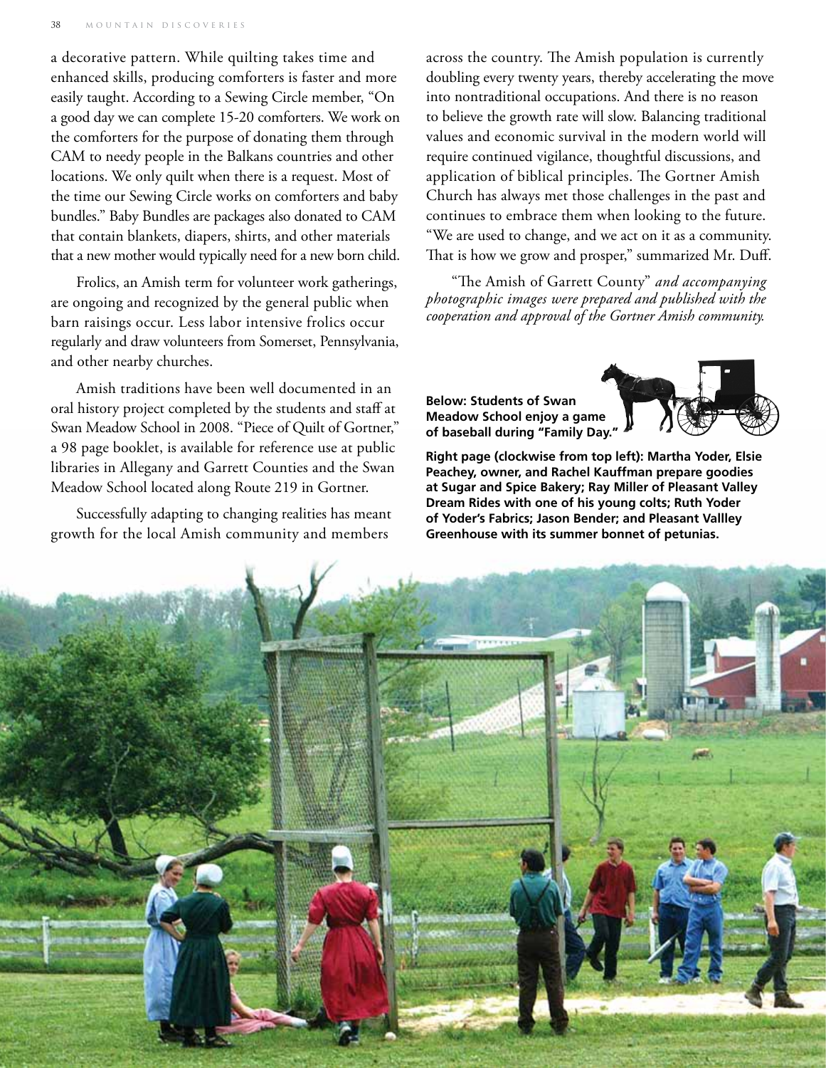a decorative pattern. While quilting takes time and enhanced skills, producing comforters is faster and more easily taught. According to a Sewing Circle member, "On a good day we can complete 15-20 comforters. We work on the comforters for the purpose of donating them through CAM to needy people in the Balkans countries and other locations. We only quilt when there is a request. Most of the time our Sewing Circle works on comforters and baby bundles." Baby Bundles are packages also donated to CAM that contain blankets, diapers, shirts, and other materials that a new mother would typically need for a new born child.

Frolics, an Amish term for volunteer work gatherings, are ongoing and recognized by the general public when barn raisings occur. Less labor intensive frolics occur regularly and draw volunteers from Somerset, Pennsylvania, and other nearby churches.

Amish traditions have been well documented in an oral history project completed by the students and staff at Swan Meadow School in 2008. "Piece of Quilt of Gortner," a 98 page booklet, is available for reference use at public libraries in Allegany and Garrett Counties and the Swan Meadow School located along Route 219 in Gortner.

Successfully adapting to changing realities has meant growth for the local Amish community and members across the country. The Amish population is currently doubling every twenty years, thereby accelerating the move into nontraditional occupations. And there is no reason to believe the growth rate will slow. Balancing traditional values and economic survival in the modern world will require continued vigilance, thoughtful discussions, and application of biblical principles. The Gortner Amish Church has always met those challenges in the past and continues to embrace them when looking to the future. "We are used to change, and we act on it as a community. That is how we grow and prosper," summarized Mr. Duff.

"The Amish of Garrett County" *and accompanying photographic images were prepared and published with the cooperation and approval of the Gortner Amish community.*

**Below: Students of Swan Meadow School enjoy a game of baseball during "Family Day."**

**Right page (clockwise from top left): Martha Yoder, Elsie Peachey, owner, and Rachel Kauffman prepare goodies at Sugar and Spice Bakery; Ray Miller of Pleasant Valley Dream Rides with one of his young colts; Ruth Yoder of Yoder's Fabrics; Jason Bender; and Pleasant Vallley Greenhouse with its summer bonnet of petunias.**